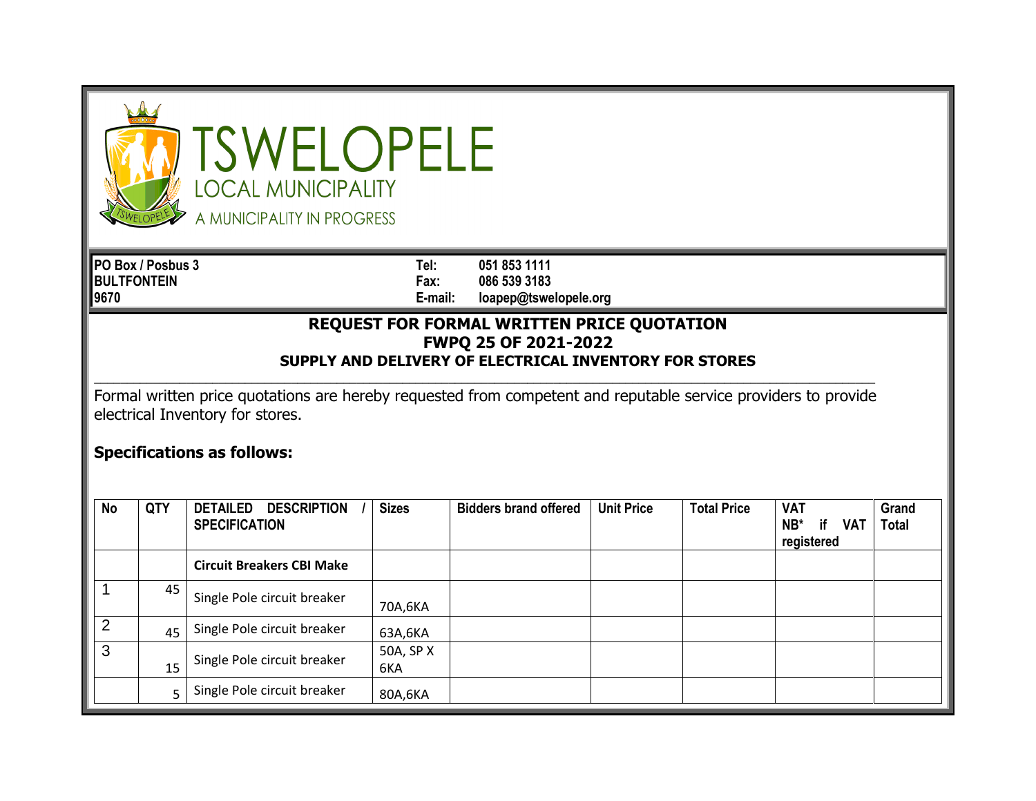# TSWELOPELE

LOCAL MUNICIPALITY

A MUNICIPALITY IN PROGRESS

**PO Box / Posbus 3**
**BULTFONTEIN**
**9670**

**Tel:** 051 853 1111
**Fax:** 086 539 3183
**E-mail:** loapep@tswelopele.org

## REQUEST FOR FORMAL WRITTEN PRICE QUOTATION
## FWPQ 25 OF 2021-2022
### SUPPLY AND DELIVERY OF ELECTRICAL INVENTORY FOR STORES

Formal written price quotations are hereby requested from competent and reputable service providers to provide electrical Inventory for stores.

**Specifications as follows:**

| No | QTY | DETAILED DESCRIPTION / SPECIFICATION | Sizes | Bidders brand offered | Unit Price | Total Price | VAT NB* if VAT registered | Grand Total |
|---|---|---|---|---|---|---|---|---|
| | | **Circuit Breakers CBI Make** | | | | | | |
| 1 | 45 | Single Pole circuit breaker | 70A,6KA | | | | | |
| 2 | 45 | Single Pole circuit breaker | 63A,6KA | | | | | |
| 3 | 15 | Single Pole circuit breaker | 50A, SP X 6KA | | | | | |
| | 5 | Single Pole circuit breaker | 80A,6KA | | | | | |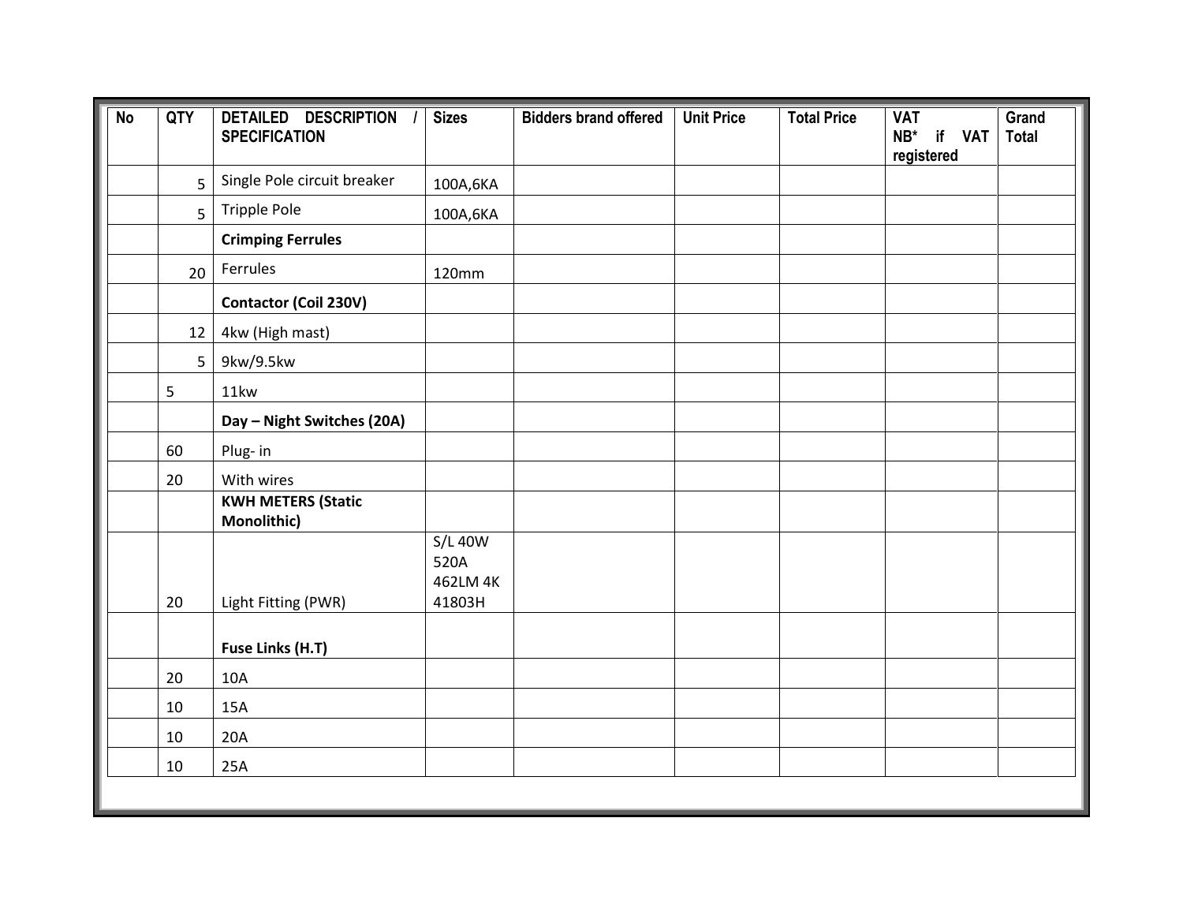| No | QTY | DETAILED DESCRIPTION / SPECIFICATION | Sizes | Bidders brand offered | Unit Price | Total Price | VAT NB* if VAT registered | Grand Total |
|---|---|---|---|---|---|---|---|---|
| | 5 | Single Pole circuit breaker | 100A,6KA | | | | | |
| | 5 | Tripple Pole | 100A,6KA | | | | | |
| | | **Crimping Ferrules** | | | | | | |
| | 20 | Ferrules | 120mm | | | | | |
| | | **Contactor (Coil 230V)** | | | | | | |
| | 12 | 4kw (High mast) | | | | | | |
| | 5 | 9kw/9.5kw | | | | | | |
| | 5 | 11kw | | | | | | |
| | | **Day – Night Switches (20A)** | | | | | | |
| | 60 | Plug- in | | | | | | |
| | 20 | With wires | | | | | | |
| | | **KWH METERS (Static Monolithic)** | | | | | | |
| | 20 | Light Fitting (PWR) | S/L 40W 520A 462LM 4K 41803H | | | | | |
| | | **Fuse Links (H.T)** | | | | | | |
| | 20 | 10A | | | | | | |
| | 10 | 15A | | | | | | |
| | 10 | 20A | | | | | | |
| | 10 | 25A | | | | | | |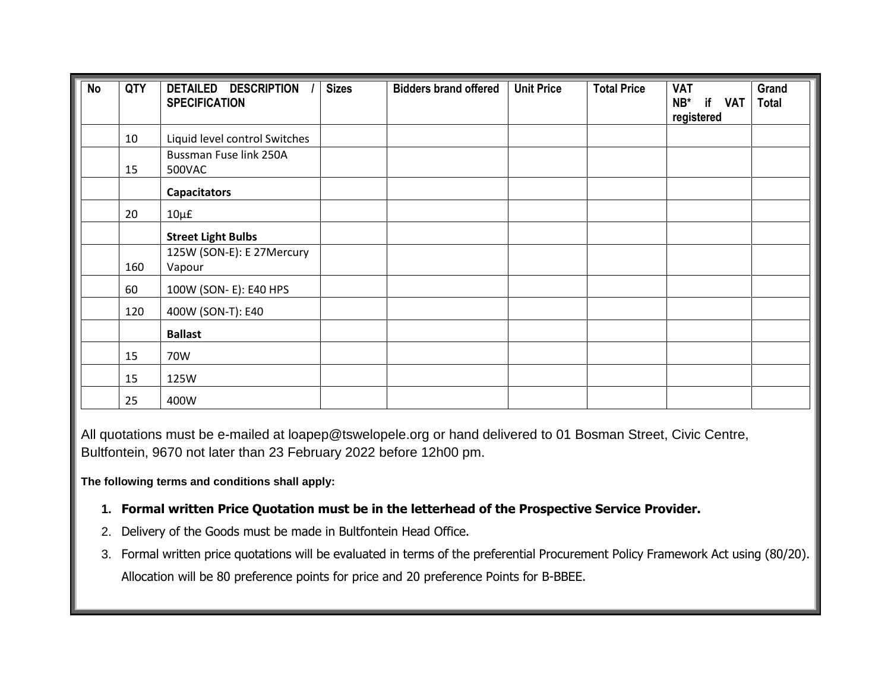| No | QTY | DETAILED DESCRIPTION / SPECIFICATION | Sizes | Bidders brand offered | Unit Price | Total Price | VAT NB* if VAT registered | Grand Total |
|---|---|---|---|---|---|---|---|---|
| | 10 | Liquid level control Switches | | | | | | |
| | 15 | Bussman Fuse link 250A 500VAC | | | | | | |
| | | **Capacitators** | | | | | | |
| | 20 | 10µ£ | | | | | | |
| | | **Street Light Bulbs** | | | | | | |
| | 160 | 125W (SON-E): E 27Mercury Vapour | | | | | | |
| | 60 | 100W (SON- E): E40 HPS | | | | | | |
| | 120 | 400W (SON-T): E40 | | | | | | |
| | | **Ballast** | | | | | | |
| | 15 | 70W | | | | | | |
| | 15 | 125W | | | | | | |
| | 25 | 400W | | | | | | |

All quotations must be e-mailed at loapep@tswelopele.org or hand delivered to 01 Bosman Street, Civic Centre, Bultfontein, 9670 not later than 23 February 2022 before 12h00 pm.

**The following terms and conditions shall apply:**

1. **Formal written Price Quotation must be in the letterhead of the Prospective Service Provider.**
2. Delivery of the Goods must be made in Bultfontein Head Office.
3. Formal written price quotations will be evaluated in terms of the preferential Procurement Policy Framework Act using (80/20). Allocation will be 80 preference points for price and 20 preference Points for B-BBEE.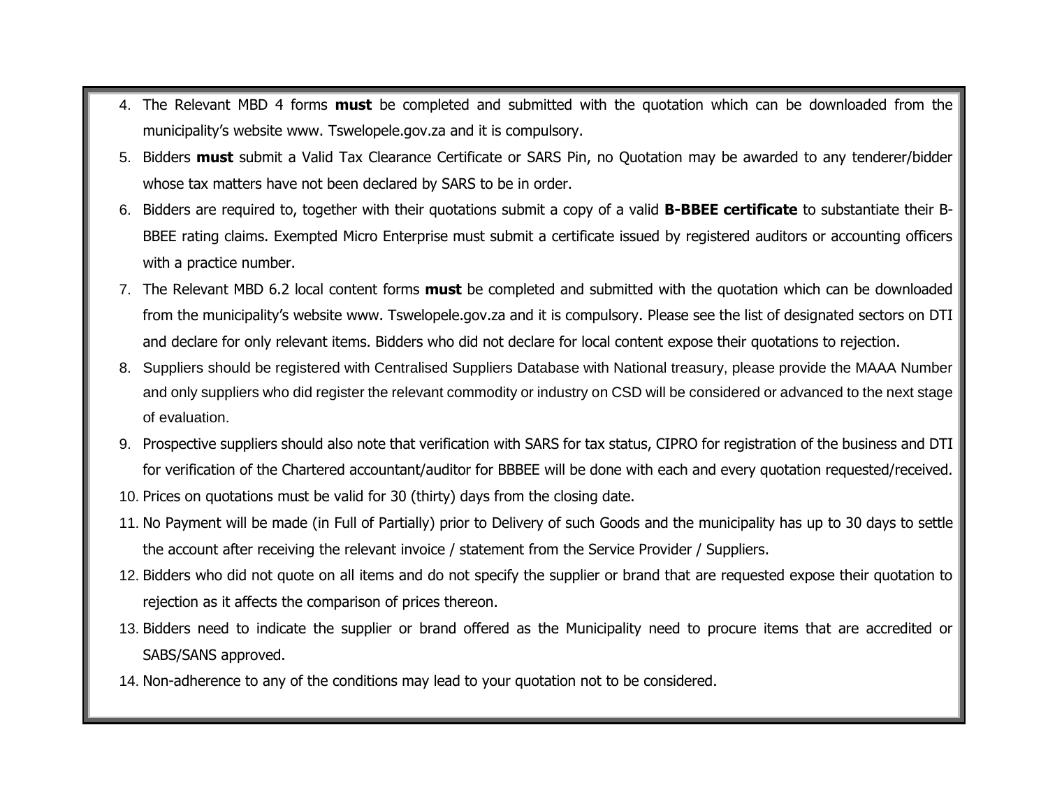4. The Relevant MBD 4 forms **must** be completed and submitted with the quotation which can be downloaded from the municipality's website www. Tswelopele.gov.za and it is compulsory.
5. Bidders **must** submit a Valid Tax Clearance Certificate or SARS Pin, no Quotation may be awarded to any tenderer/bidder whose tax matters have not been declared by SARS to be in order.
6. Bidders are required to, together with their quotations submit a copy of a valid **B-BBEE certificate** to substantiate their B-BBEE rating claims. Exempted Micro Enterprise must submit a certificate issued by registered auditors or accounting officers with a practice number.
7. The Relevant MBD 6.2 local content forms **must** be completed and submitted with the quotation which can be downloaded from the municipality's website www. Tswelopele.gov.za and it is compulsory. Please see the list of designated sectors on DTI and declare for only relevant items. Bidders who did not declare for local content expose their quotations to rejection.
8. Suppliers should be registered with Centralised Suppliers Database with National treasury, please provide the MAAA Number and only suppliers who did register the relevant commodity or industry on CSD will be considered or advanced to the next stage of evaluation.
9. Prospective suppliers should also note that verification with SARS for tax status, CIPRO for registration of the business and DTI for verification of the Chartered accountant/auditor for BBBEE will be done with each and every quotation requested/received.
10. Prices on quotations must be valid for 30 (thirty) days from the closing date.
11. No Payment will be made (in Full of Partially) prior to Delivery of such Goods and the municipality has up to 30 days to settle the account after receiving the relevant invoice / statement from the Service Provider / Suppliers.
12. Bidders who did not quote on all items and do not specify the supplier or brand that are requested expose their quotation to rejection as it affects the comparison of prices thereon.
13. Bidders need to indicate the supplier or brand offered as the Municipality need to procure items that are accredited or SABS/SANS approved.
14. Non-adherence to any of the conditions may lead to your quotation not to be considered.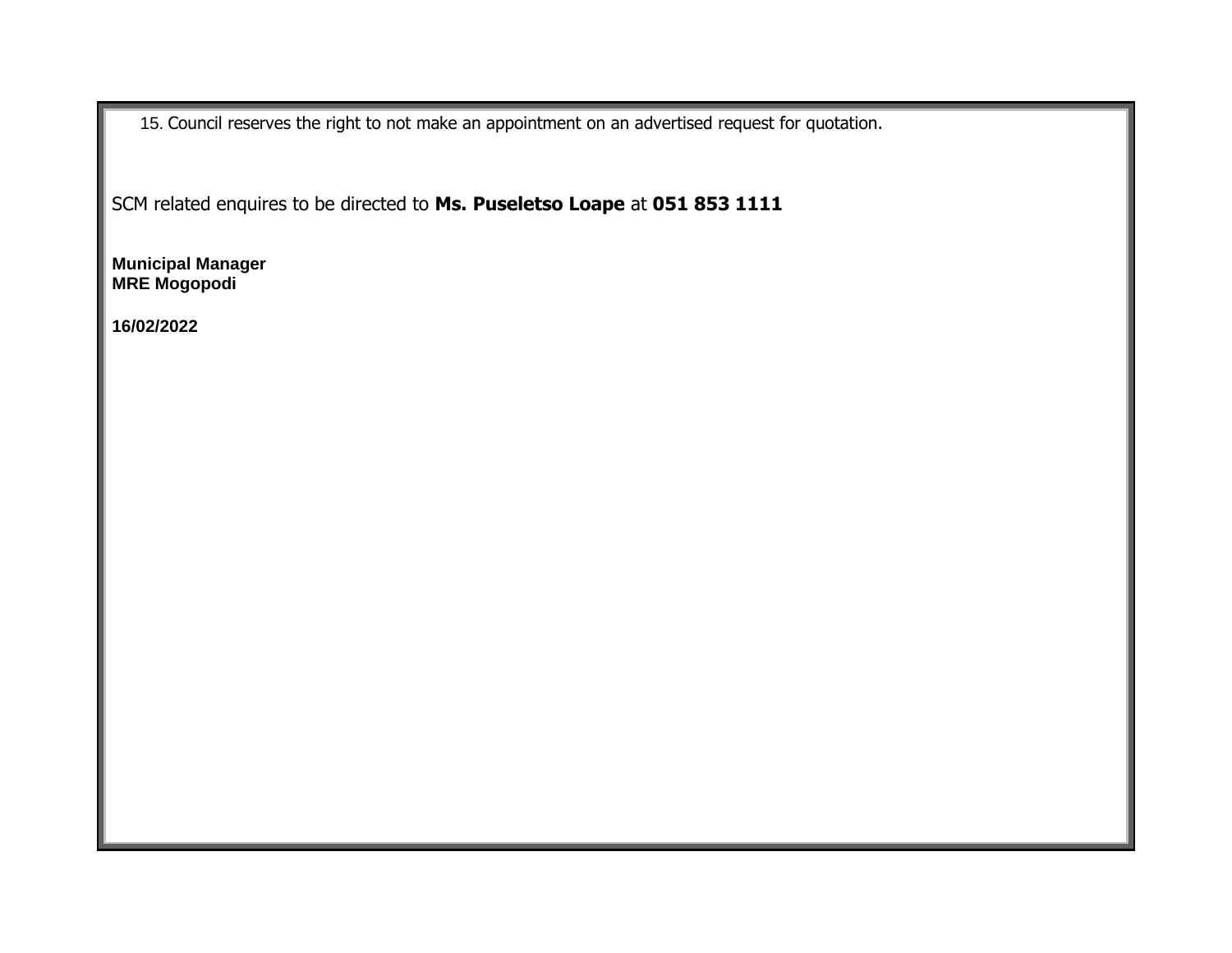15. Council reserves the right to not make an appointment on an advertised request for quotation.

SCM related enquires to be directed to **Ms. Puseletso Loape** at **051 853 1111**

**Municipal Manager**
**MRE Mogopodi**

**16/02/2022**